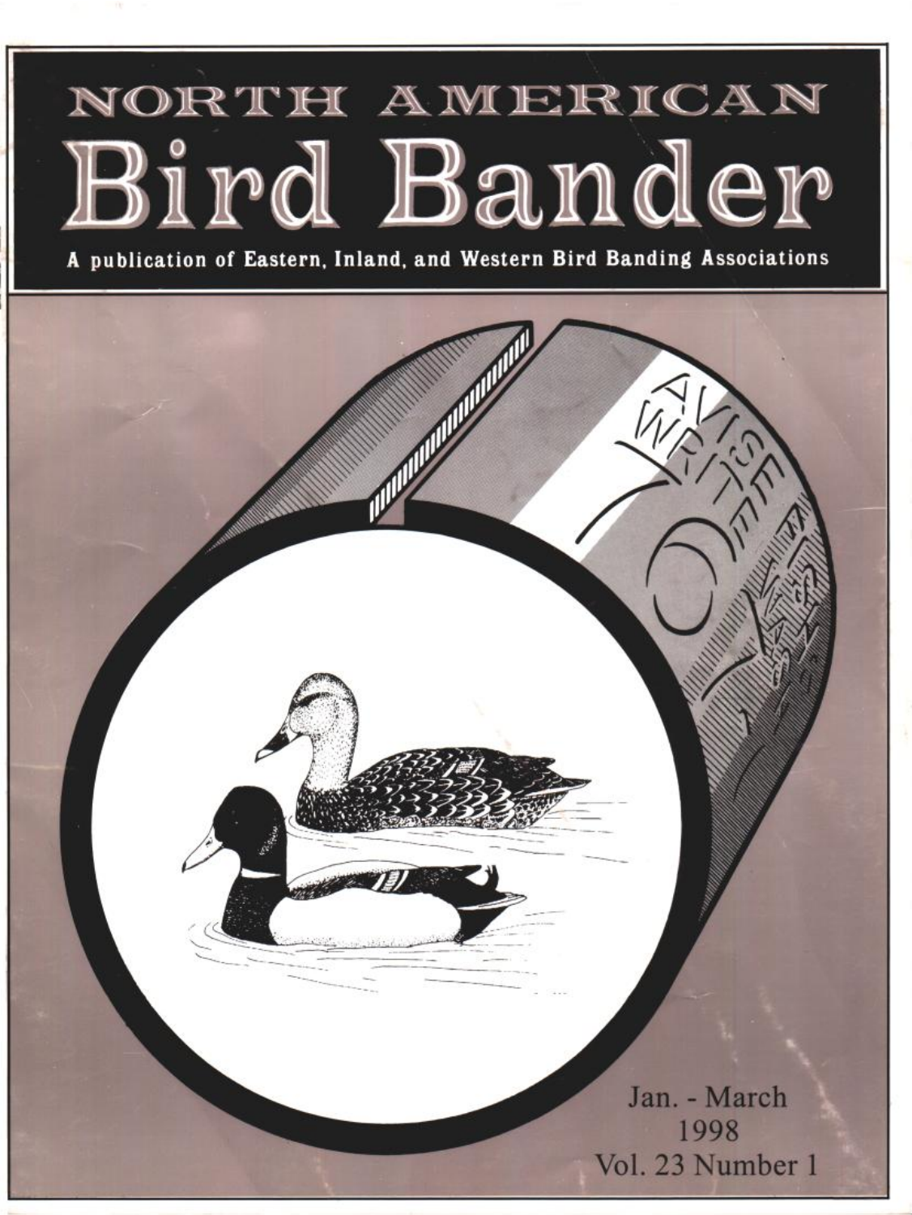# NORTH AMERICAN Bird Bander

**A publication of Eastern, Inland, and Western Bird Banding Associations**

Jan. - March
1998
Vol. 23 Number 1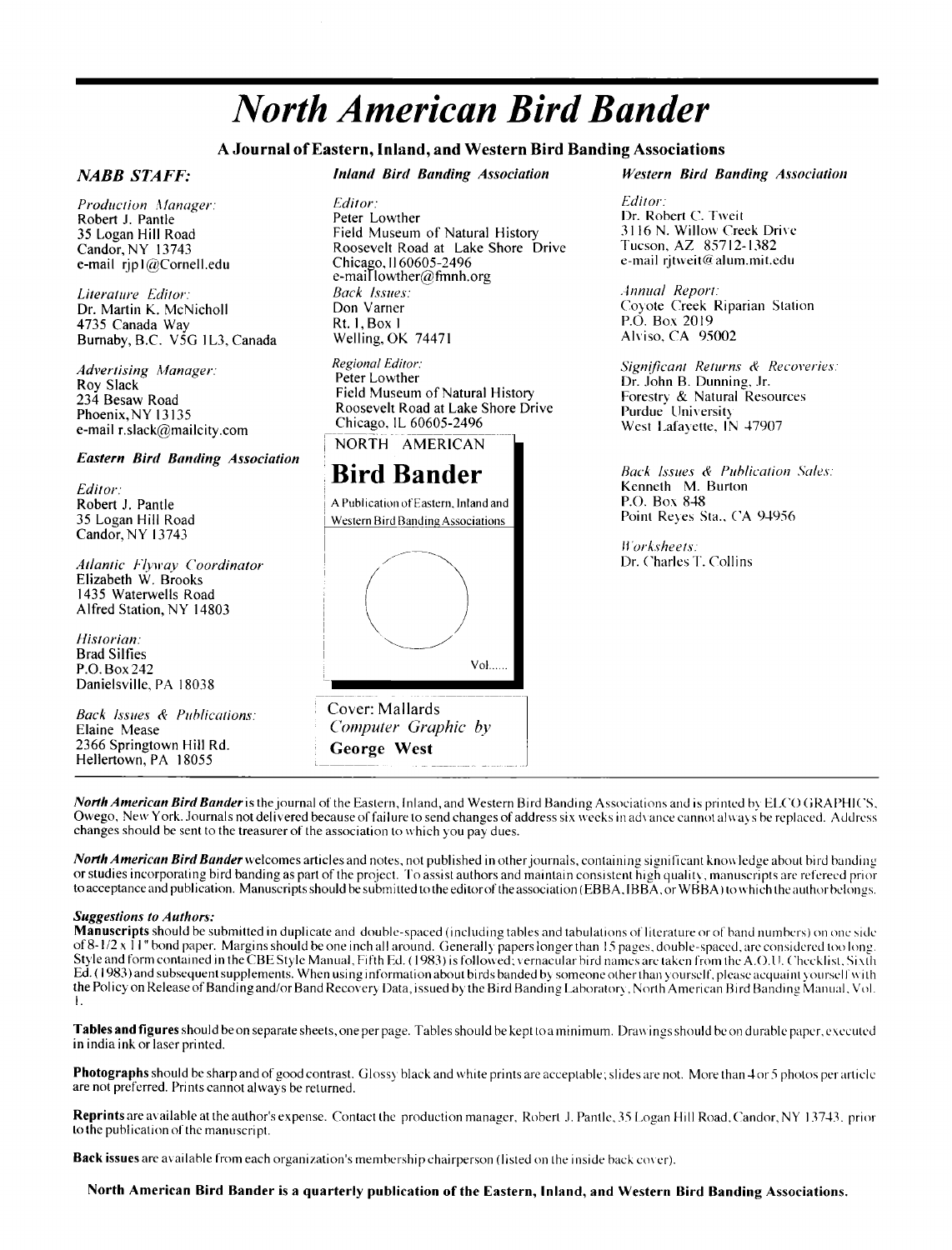# North American Bird Bander

**A Journal of Eastern, Inland, and Western Bird Banding Associations**

***NABB STAFF:***

*Production Manager:*
Robert J. Pantle
35 Logan Hill Road
Candor, NY 13743
e-mail rjp1@Cornell.edu

*Literature Editor:*
Dr. Martin K. McNicholl
4735 Canada Way
Burnaby, B.C. V5G 1L3, Canada

*Advertising Manager:*
Roy Slack
234 Besaw Road
Phoenix, NY 13135
e-mail r.slack@mailcity.com

***Eastern Bird Banding Association***

*Editor:*
Robert J. Pantle
35 Logan Hill Road
Candor, NY 13743

*Atlantic Flyway Coordinator*
Elizabeth W. Brooks
1435 Waterwells Road
Alfred Station, NY 14803

*Historian:*
Brad Silfies
P.O. Box 242
Danielsville, PA 18038

*Back Issues & Publications:*
Elaine Mease
2366 Springtown Hill Rd.
Hellertown, PA 18055

***Inland Bird Banding Association***

*Editor:*
Peter Lowther
Field Museum of Natural History
Roosevelt Road at Lake Shore Drive
Chicago, Il 60605-2496
e-mail lowther@fmnh.org

*Back Issues:*
Don Varner
Rt. 1, Box 1
Welling, OK 74471

*Regional Editor:*
Peter Lowther
Field Museum of Natural History
Roosevelt Road at Lake Shore Drive
Chicago, IL 60605-2496

NORTH AMERICAN
**Bird Bander**
A Publication of Eastern, Inland and Western Bird Banding Associations

Vol......

Cover: Mallards
*Computer Graphic by*
**George West**

***Western Bird Banding Association***

*Editor:*
Dr. Robert C. Tweit
3116 N. Willow Creek Drive
Tucson, AZ 85712-1382
e-mail rjtweit@alum.mit.edu

*Annual Report:*
Coyote Creek Riparian Station
P.O. Box 2019
Alviso, CA 95002

*Significant Returns & Recoveries:*
Dr. John B. Dunning, Jr.
Forestry & Natural Resources
Purdue University
West Lafayette, IN 47907

*Back Issues & Publication Sales:*
Kenneth M. Burton
P.O. Box 848
Point Reyes Sta., CA 94956

*Worksheets:*
Dr. Charles T. Collins

---

***North American Bird Bander*** is the journal of the Eastern, Inland, and Western Bird Banding Associations and is printed by ELCO GRAPHICS, Owego, New York. Journals not delivered because of failure to send changes of address six weeks in advance cannot always be replaced. Address changes should be sent to the treasurer of the association to which you pay dues.

***North American Bird Bander*** welcomes articles and notes, not published in other journals, containing significant knowledge about bird banding or studies incorporating bird banding as part of the project. To assist authors and maintain consistent high quality, manuscripts are refereed prior to acceptance and publication. Manuscripts should be submitted to the editor of the association (EBBA, IBBA, or WBBA) to which the author belongs.

***Suggestions to Authors:***

**Manuscripts** should be submitted in duplicate and double-spaced (including tables and tabulations of literature or of band numbers) on one side of 8-1/2 x 11" bond paper. Margins should be one inch all around. Generally papers longer than 15 pages, double-spaced, are considered too long. Style and form contained in the CBE Style Manual, Fifth Ed. (1983) is followed; vernacular bird names are taken from the A.O.U. Checklist, Sixth Ed. (1983) and subsequent supplements. When using information about birds banded by someone other than yourself, please acquaint yourself with the Policy on Release of Banding and/or Band Recovery Data, issued by the Bird Banding Laboratory, North American Bird Banding Manual, Vol. 1.

**Tables and figures** should be on separate sheets, one per page. Tables should be kept to a minimum. Drawings should be on durable paper, executed in india ink or laser printed.

**Photographs** should be sharp and of good contrast. Glossy black and white prints are acceptable; slides are not. More than 4 or 5 photos per article are not preferred. Prints cannot always be returned.

**Reprints** are available at the author's expense. Contact the production manager, Robert J. Pantle, 35 Logan Hill Road, Candor, NY 13743, prior to the publication of the manuscript.

**Back issues** are available from each organization's membership chairperson (listed on the inside back cover).

**North American Bird Bander is a quarterly publication of the Eastern, Inland, and Western Bird Banding Associations.**